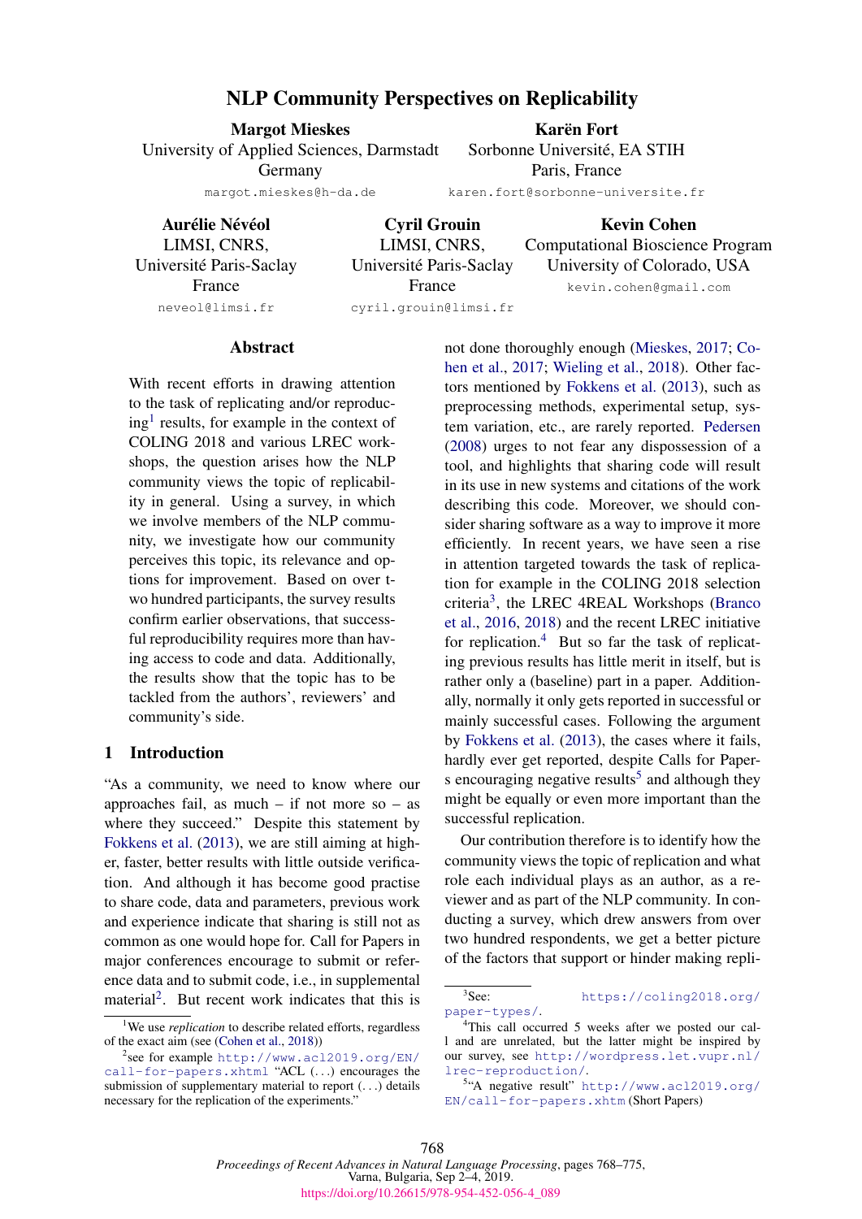# NLP Community Perspectives on Replicability

**Margot Mieskes**
University of Applied Sciences, Darmstadt
Germany
margot.mieskes@h-da.de

**Karën Fort**
Sorbonne Université, EA STIH
Paris, France
karen.fort@sorbonne-universite.fr

**Aurélie Névéol**
LIMSI, CNRS,
Université Paris-Saclay
France
neveol@limsi.fr

**Cyril Grouin**
LIMSI, CNRS,
Université Paris-Saclay
France
cyril.grouin@limsi.fr

**Kevin Cohen**
Computational Bioscience Program
University of Colorado, USA
kevin.cohen@gmail.com

## Abstract

With recent efforts in drawing attention to the task of replicating and/or reproducing[1] results, for example in the context of COLING 2018 and various LREC workshops, the question arises how the NLP community views the topic of replicability in general. Using a survey, in which we involve members of the NLP community, we investigate how our community perceives this topic, its relevance and options for improvement. Based on over two hundred participants, the survey results confirm earlier observations, that successful reproducibility requires more than having access to code and data. Additionally, the results show that the topic has to be tackled from the authors', reviewers' and community's side.

## 1 Introduction

"As a community, we need to know where our approaches fail, as much – if not more so – as where they succeed." Despite this statement by Fokkens et al. (2013), we are still aiming at higher, faster, better results with little outside verification. And although it has become good practise to share code, data and parameters, previous work and experience indicate that sharing is still not as common as one would hope for. Call for Papers in major conferences encourage to submit or reference data and to submit code, i.e., in supplemental material[2]. But recent work indicates that this is not done thoroughly enough (Mieskes, 2017; Cohen et al., 2017; Wieling et al., 2018). Other factors mentioned by Fokkens et al. (2013), such as preprocessing methods, experimental setup, system variation, etc., are rarely reported. Pedersen (2008) urges to not fear any dispossession of a tool, and highlights that sharing code will result in its use in new systems and citations of the work describing this code. Moreover, we should consider sharing software as a way to improve it more efficiently. In recent years, we have seen a rise in attention targeted towards the task of replication for example in the COLING 2018 selection criteria[3], the LREC 4REAL Workshops (Branco et al., 2016, 2018) and the recent LREC initiative for replication.[4] But so far the task of replicating previous results has little merit in itself, but is rather only a (baseline) part in a paper. Additionally, normally it only gets reported in successful or mainly successful cases. Following the argument by Fokkens et al. (2013), the cases where it fails, hardly ever get reported, despite Calls for Papers encouraging negative results[5] and although they might be equally or even more important than the successful replication.

Our contribution therefore is to identify how the community views the topic of replication and what role each individual plays as an author, as a reviewer and as part of the NLP community. In conducting a survey, which drew answers from over two hundred respondents, we get a better picture of the factors that support or hinder making repli-

[1] We use *replication* to describe related efforts, regardless of the exact aim (see (Cohen et al., 2018))

[2] see for example http://www.acl2019.org/EN/call-for-papers.xhtml "ACL (...) encourages the submission of supplementary material to report (...) details necessary for the replication of the experiments."

[3] See: https://coling2018.org/paper-types/.

[4] This call occurred 5 weeks after we posted our call and are unrelated, but the latter might be inspired by our survey, see http://wordpress.let.vupr.nl/lrec-reproduction/.

[5] "A negative result" http://www.acl2019.org/EN/call-for-papers.xhtm (Short Papers)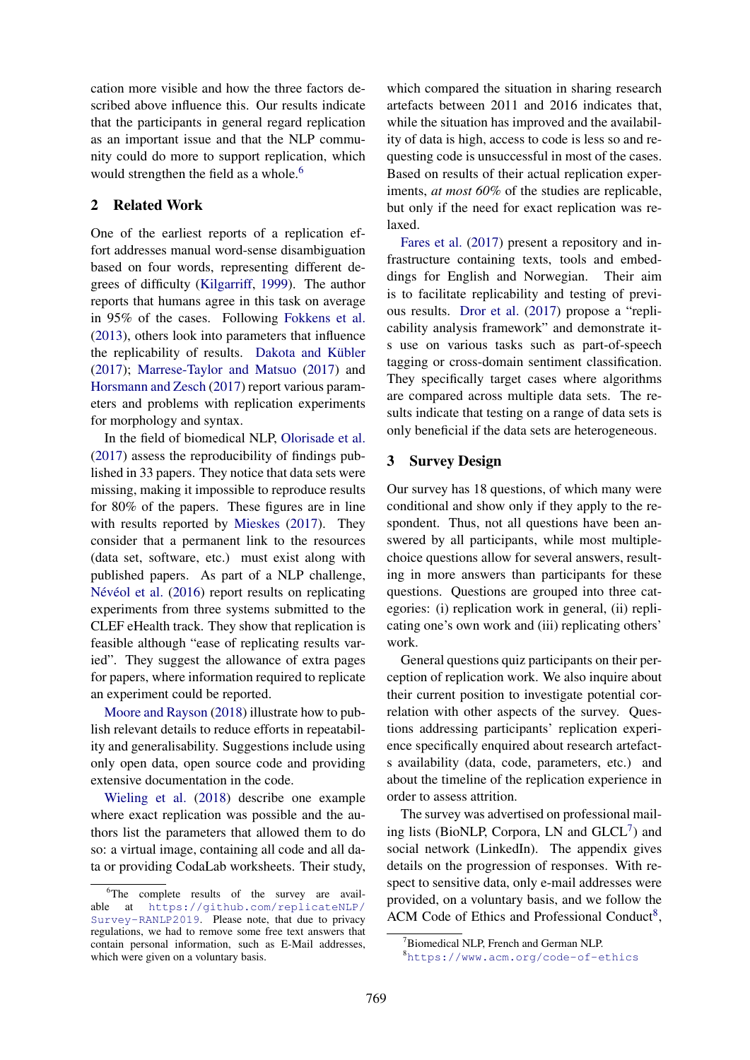cation more visible and how the three factors described above influence this. Our results indicate that the participants in general regard replication as an important issue and that the NLP community could do more to support replication, which would strengthen the field as a whole.[6]

## 2 Related Work

One of the earliest reports of a replication effort addresses manual word-sense disambiguation based on four words, representing different degrees of difficulty (Kilgarriff, 1999). The author reports that humans agree in this task on average in 95% of the cases. Following Fokkens et al. (2013), others look into parameters that influence the replicability of results. Dakota and Kübler (2017); Marrese-Taylor and Matsuo (2017) and Horsmann and Zesch (2017) report various parameters and problems with replication experiments for morphology and syntax.

In the field of biomedical NLP, Olorisade et al. (2017) assess the reproducibility of findings published in 33 papers. They notice that data sets were missing, making it impossible to reproduce results for 80% of the papers. These figures are in line with results reported by Mieskes (2017). They consider that a permanent link to the resources (data set, software, etc.) must exist along with published papers. As part of a NLP challenge, Névéol et al. (2016) report results on replicating experiments from three systems submitted to the CLEF eHealth track. They show that replication is feasible although "ease of replicating results varied". They suggest the allowance of extra pages for papers, where information required to replicate an experiment could be reported.

Moore and Rayson (2018) illustrate how to publish relevant details to reduce efforts in repeatability and generalisability. Suggestions include using only open data, open source code and providing extensive documentation in the code.

Wieling et al. (2018) describe one example where exact replication was possible and the authors list the parameters that allowed them to do so: a virtual image, containing all code and all data or providing CodaLab worksheets. Their study, which compared the situation in sharing research artefacts between 2011 and 2016 indicates that, while the situation has improved and the availability of data is high, access to code is less so and requesting code is unsuccessful in most of the cases. Based on results of their actual replication experiments, *at most 60%* of the studies are replicable, but only if the need for exact replication was relaxed.

Fares et al. (2017) present a repository and infrastructure containing texts, tools and embeddings for English and Norwegian. Their aim is to facilitate replicability and testing of previous results. Dror et al. (2017) propose a "replicability analysis framework" and demonstrate its use on various tasks such as part-of-speech tagging or cross-domain sentiment classification. They specifically target cases where algorithms are compared across multiple data sets. The results indicate that testing on a range of data sets is only beneficial if the data sets are heterogeneous.

## 3 Survey Design

Our survey has 18 questions, of which many were conditional and show only if they apply to the respondent. Thus, not all questions have been answered by all participants, while most multiple-choice questions allow for several answers, resulting in more answers than participants for these questions. Questions are grouped into three categories: (i) replication work in general, (ii) replicating one's own work and (iii) replicating others' work.

General questions quiz participants on their perception of replication work. We also inquire about their current position to investigate potential correlation with other aspects of the survey. Questions addressing participants' replication experience specifically enquired about research artefacts availability (data, code, parameters, etc.) and about the timeline of the replication experience in order to assess attrition.

The survey was advertised on professional mailing lists (BioNLP, Corpora, LN and GLCL[7]) and social network (LinkedIn). The appendix gives details on the progression of responses. With respect to sensitive data, only e-mail addresses were provided, on a voluntary basis, and we follow the ACM Code of Ethics and Professional Conduct[8],

---

[6] The complete results of the survey are available at https://github.com/replicateNLP/Survey-RANLP2019. Please note, that due to privacy regulations, we had to remove some free text answers that contain personal information, such as E-Mail addresses, which were given on a voluntary basis.

[7] Biomedical NLP, French and German NLP.

[8] https://www.acm.org/code-of-ethics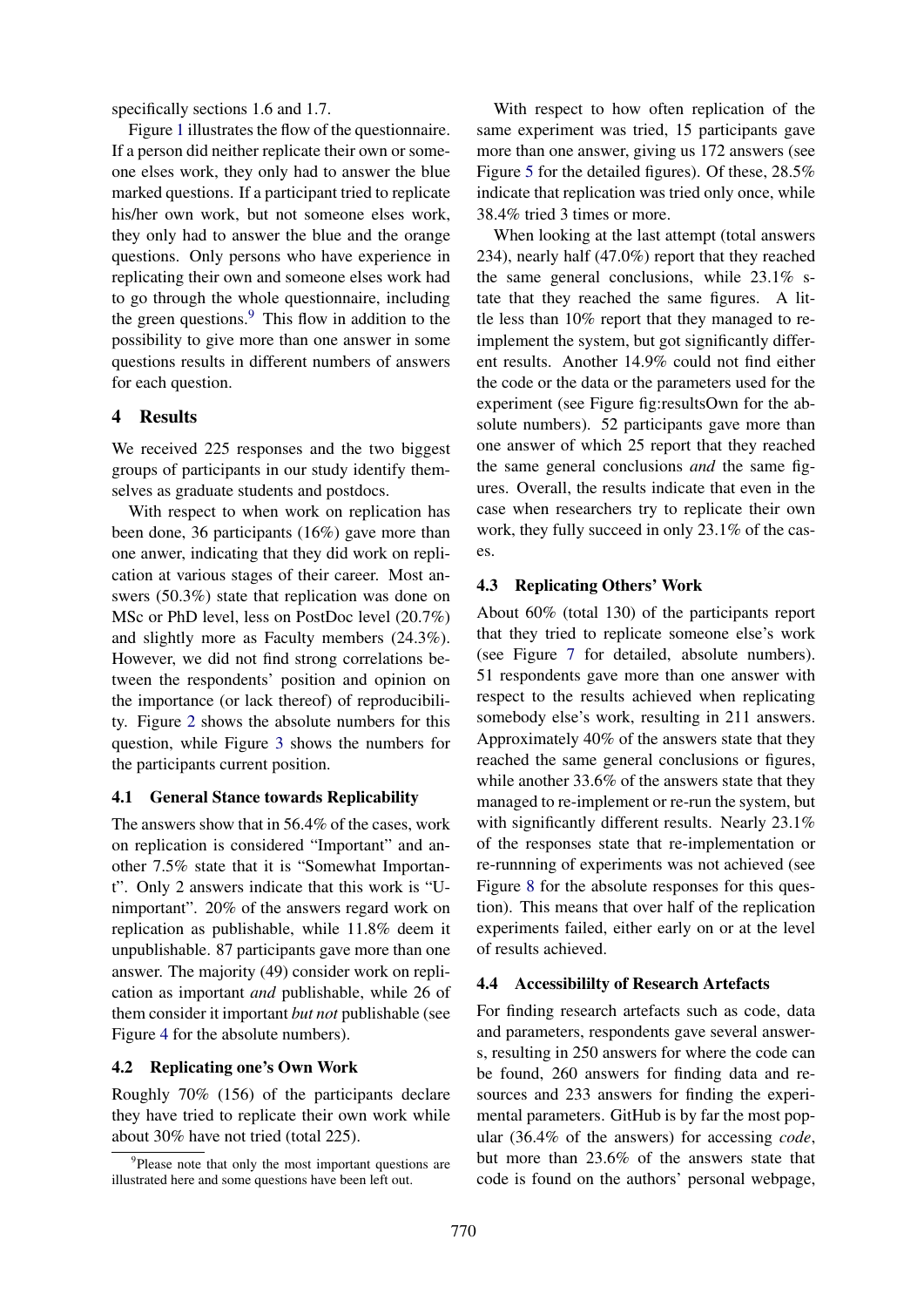specifically sections 1.6 and 1.7.

Figure 1 illustrates the flow of the questionnaire. If a person did neither replicate their own or someone elses work, they only had to answer the blue marked questions. If a participant tried to replicate his/her own work, but not someone elses work, they only had to answer the blue and the orange questions. Only persons who have experience in replicating their own and someone elses work had to go through the whole questionnaire, including the green questions.[9] This flow in addition to the possibility to give more than one answer in some questions results in different numbers of answers for each question.

## 4 Results

We received 225 responses and the two biggest groups of participants in our study identify themselves as graduate students and postdocs.

With respect to when work on replication has been done, 36 participants (16%) gave more than one anwer, indicating that they did work on replication at various stages of their career. Most answers (50.3%) state that replication was done on MSc or PhD level, less on PostDoc level (20.7%) and slightly more as Faculty members (24.3%). However, we did not find strong correlations between the respondents' position and opinion on the importance (or lack thereof) of reproducibility. Figure 2 shows the absolute numbers for this question, while Figure 3 shows the numbers for the participants current position.

### 4.1 General Stance towards Replicability

The answers show that in 56.4% of the cases, work on replication is considered "Important" and another 7.5% state that it is "Somewhat Important". Only 2 answers indicate that this work is "Unimportant". 20% of the answers regard work on replication as publishable, while 11.8% deem it unpublishable. 87 participants gave more than one answer. The majority (49) consider work on replication as important *and* publishable, while 26 of them consider it important *but not* publishable (see Figure 4 for the absolute numbers).

### 4.2 Replicating one's Own Work

Roughly 70% (156) of the participants declare they have tried to replicate their own work while about 30% have not tried (total 225).

With respect to how often replication of the same experiment was tried, 15 participants gave more than one answer, giving us 172 answers (see Figure 5 for the detailed figures). Of these, 28.5% indicate that replication was tried only once, while 38.4% tried 3 times or more.

When looking at the last attempt (total answers 234), nearly half (47.0%) report that they reached the same general conclusions, while 23.1% state that they reached the same figures. A little less than 10% report that they managed to re-implement the system, but got significantly different results. Another 14.9% could not find either the code or the data or the parameters used for the experiment (see Figure fig:resultsOwn for the absolute numbers). 52 participants gave more than one answer of which 25 report that they reached the same general conclusions *and* the same figures. Overall, the results indicate that even in the case when researchers try to replicate their own work, they fully succeed in only 23.1% of the cases.

### 4.3 Replicating Others' Work

About 60% (total 130) of the participants report that they tried to replicate someone else's work (see Figure 7 for detailed, absolute numbers). 51 respondents gave more than one answer with respect to the results achieved when replicating somebody else's work, resulting in 211 answers. Approximately 40% of the answers state that they reached the same general conclusions or figures, while another 33.6% of the answers state that they managed to re-implement or re-run the system, but with significantly different results. Nearly 23.1% of the responses state that re-implementation or re-runnning of experiments was not achieved (see Figure 8 for the absolute responses for this question). This means that over half of the replication experiments failed, either early on or at the level of results achieved.

### 4.4 Accessibililty of Research Artefacts

For finding research artefacts such as code, data and parameters, respondents gave several answers, resulting in 250 answers for where the code can be found, 260 answers for finding data and resources and 233 answers for finding the experimental parameters. GitHub is by far the most popular (36.4% of the answers) for accessing *code*, but more than 23.6% of the answers state that code is found on the authors' personal webpage,

[9] Please note that only the most important questions are illustrated here and some questions have been left out.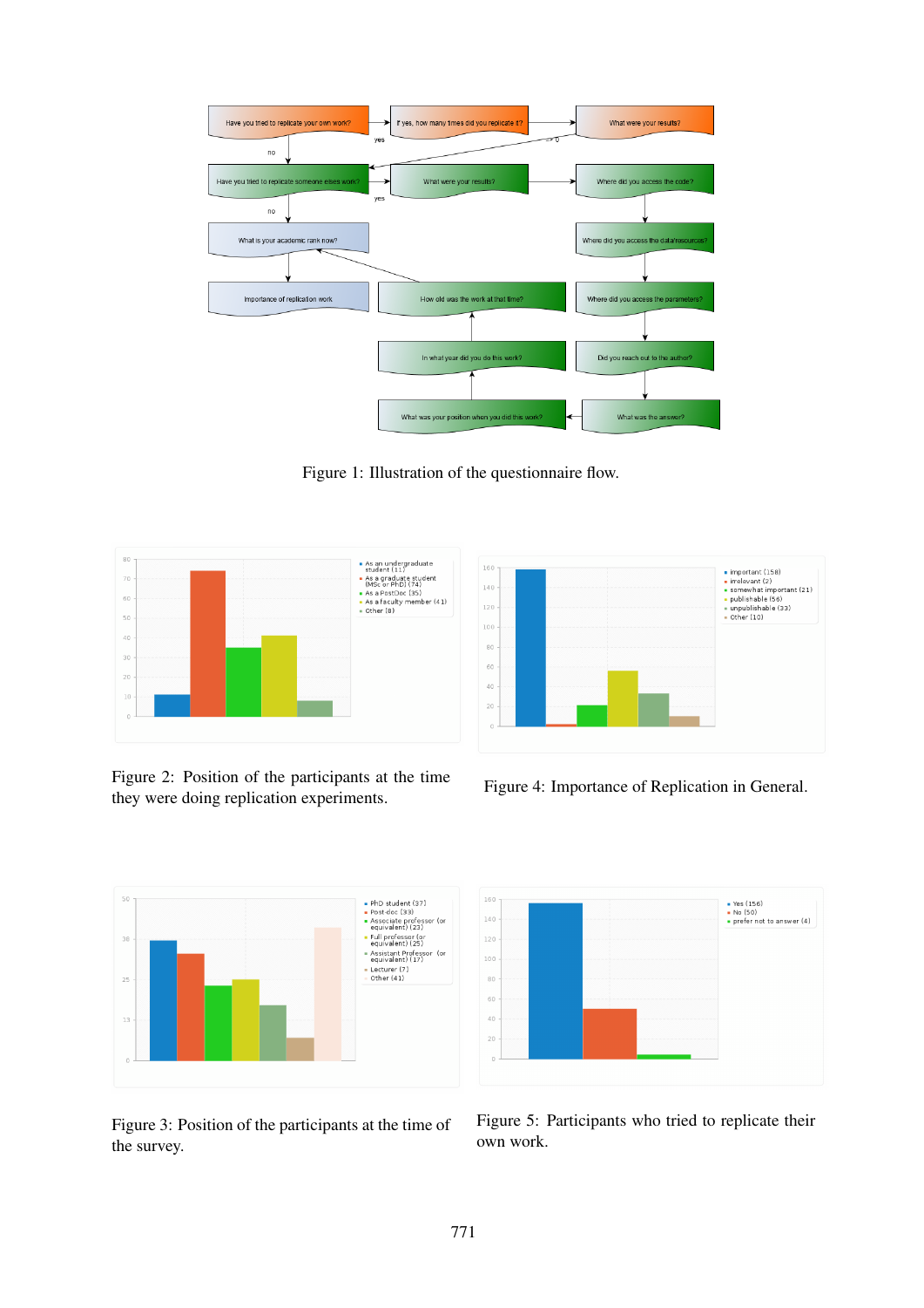Figure 1: Illustration of the questionnaire flow.

Figure 2: Position of the participants at the time they were doing replication experiments.

Figure 4: Importance of Replication in General.

Figure 3: Position of the participants at the time of the survey.

Figure 5: Participants who tried to replicate their own work.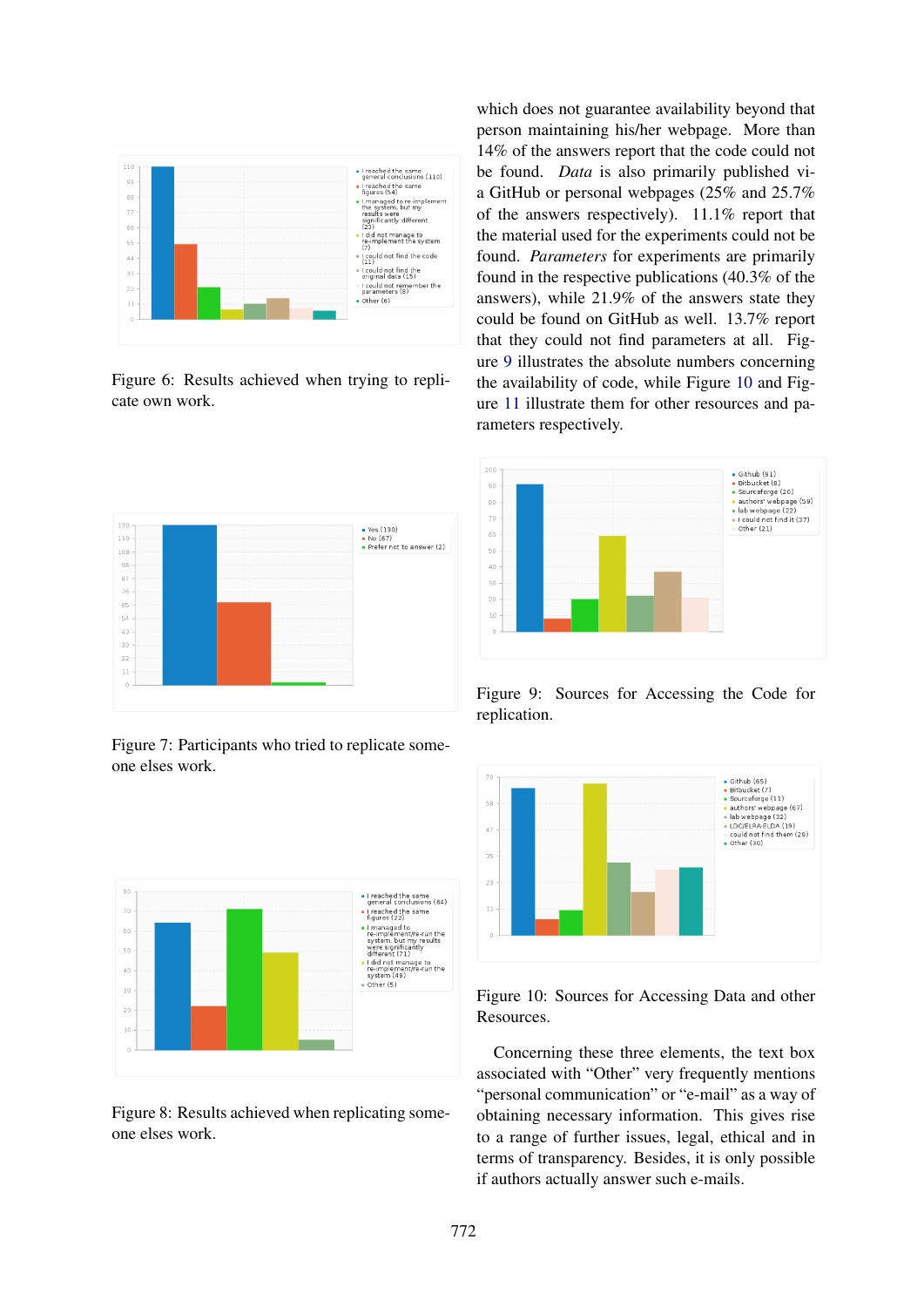Figure 6: Results achieved when trying to replicate own work.

Figure 7: Participants who tried to replicate someone elses work.

Figure 8: Results achieved when replicating someone elses work.

which does not guarantee availability beyond that person maintaining his/her webpage. More than 14% of the answers report that the code could not be found. *Data* is also primarily published via GitHub or personal webpages (25% and 25.7% of the answers respectively). 11.1% report that the material used for the experiments could not be found. *Parameters* for experiments are primarily found in the respective publications (40.3% of the answers), while 21.9% of the answers state they could be found on GitHub as well. 13.7% report that they could not find parameters at all. Figure 9 illustrates the absolute numbers concerning the availability of code, while Figure 10 and Figure 11 illustrate them for other resources and parameters respectively.

Figure 9: Sources for Accessing the Code for replication.

Figure 10: Sources for Accessing Data and other Resources.

Concerning these three elements, the text box associated with "Other" very frequently mentions "personal communication" or "e-mail" as a way of obtaining necessary information. This gives rise to a range of further issues, legal, ethical and in terms of transparency. Besides, it is only possible if authors actually answer such e-mails.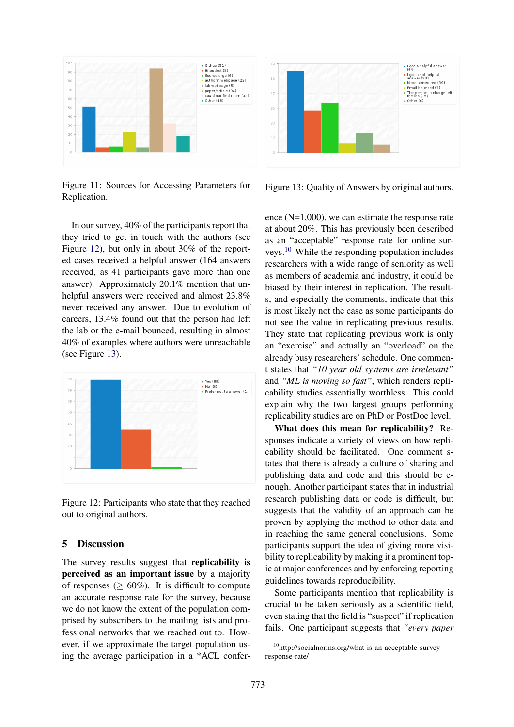Figure 11: Sources for Accessing Parameters for Replication.

Figure 13: Quality of Answers by original authors.

In our survey, 40% of the participants report that they tried to get in touch with the authors (see Figure 12), but only in about 30% of the reported cases received a helpful answer (164 answers received, as 41 participants gave more than one answer). Approximately 20.1% mention that unhelpful answers were received and almost 23.8% never received any answer. Due to evolution of careers, 13.4% found out that the person had left the lab or the e-mail bounced, resulting in almost 40% of examples where authors were unreachable (see Figure 13).

Figure 12: Participants who state that they reached out to original authors.

## 5 Discussion

The survey results suggest that **replicability is perceived as an important issue** by a majority of responses ($\geq 60\%$). It is difficult to compute an accurate response rate for the survey, because we do not know the extent of the population comprised by subscribers to the mailing lists and professional networks that we reached out to. However, if we approximate the target population using the average participation in a *ACL conference (N=1,000), we can estimate the response rate at about 20%. This has previously been described as an "acceptable" response rate for online surveys.[10] While the responding population includes researchers with a wide range of seniority as well as members of academia and industry, it could be biased by their interest in replication. The results, and especially the comments, indicate that this is most likely not the case as some participants do not see the value in replicating previous results. They state that replicating previous work is only an "exercise" and actually an "overload" on the already busy researchers' schedule. One comment states that *"10 year old systems are irrelevant"* and *"ML is moving so fast"*, which renders replicability studies essentially worthless. This could explain why the two largest groups performing replicability studies are on PhD or PostDoc level.

**What does this mean for replicability?** Responses indicate a variety of views on how replicability should be facilitated. One comment states that there is already a culture of sharing and publishing data and code and this should be enough. Another participant states that in industrial research publishing data or code is difficult, but suggests that the validity of an approach can be proven by applying the method to other data and in reaching the same general conclusions. Some participants support the idea of giving more visibility to replicability by making it a prominent topic at major conferences and by enforcing reporting guidelines towards reproducibility.

Some participants mention that replicability is crucial to be taken seriously as a scientific field, even stating that the field is "suspect" if replication fails. One participant suggests that *"every paper*

[10] http://socialnorms.org/what-is-an-acceptable-survey-response-rate/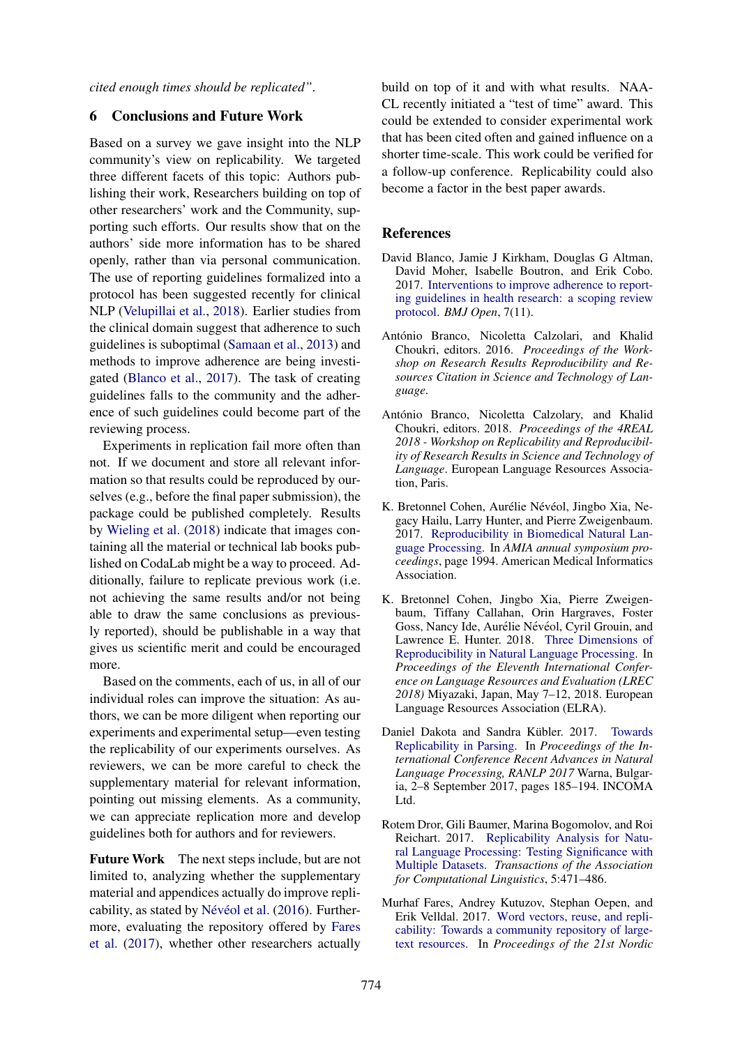*cited enough times should be replicated"*.

## 6 Conclusions and Future Work

Based on a survey we gave insight into the NLP community's view on replicability. We targeted three different facets of this topic: Authors publishing their work, Researchers building on top of other researchers' work and the Community, supporting such efforts. Our results show that on the authors' side more information has to be shared openly, rather than via personal communication. The use of reporting guidelines formalized into a protocol has been suggested recently for clinical NLP (Velupillai et al., 2018). Earlier studies from the clinical domain suggest that adherence to such guidelines is suboptimal (Samaan et al., 2013) and methods to improve adherence are being investigated (Blanco et al., 2017). The task of creating guidelines falls to the community and the adherence of such guidelines could become part of the reviewing process.

Experiments in replication fail more often than not. If we document and store all relevant information so that results could be reproduced by ourselves (e.g., before the final paper submission), the package could be published completely. Results by Wieling et al. (2018) indicate that images containing all the material or technical lab books published on CodaLab might be a way to proceed. Additionally, failure to replicate previous work (i.e. not achieving the same results and/or not being able to draw the same conclusions as previously reported), should be publishable in a way that gives us scientific merit and could be encouraged more.

Based on the comments, each of us, in all of our individual roles can improve the situation: As authors, we can be more diligent when reporting our experiments and experimental setup—even testing the replicability of our experiments ourselves. As reviewers, we can be more careful to check the supplementary material for relevant information, pointing out missing elements. As a community, we can appreciate replication more and develop guidelines both for authors and for reviewers.

**Future Work** The next steps include, but are not limited to, analyzing whether the supplementary material and appendices actually do improve replicability, as stated by Névéol et al. (2016). Furthermore, evaluating the repository offered by Fares et al. (2017), whether other researchers actually build on top of it and with what results. NAACL recently initiated a "test of time" award. This could be extended to consider experimental work that has been cited often and gained influence on a shorter time-scale. This work could be verified for a follow-up conference. Replicability could also become a factor in the best paper awards.

## References

David Blanco, Jamie J Kirkham, Douglas G Altman, David Moher, Isabelle Boutron, and Erik Cobo. 2017. Interventions to improve adherence to reporting guidelines in health research: a scoping review protocol. *BMJ Open*, 7(11).

António Branco, Nicoletta Calzolari, and Khalid Choukri, editors. 2016. *Proceedings of the Workshop on Research Results Reproducibility and Resources Citation in Science and Technology of Language*.

António Branco, Nicoletta Calzolary, and Khalid Choukri, editors. 2018. *Proceedings of the 4REAL 2018 - Workshop on Replicability and Reproducibility of Research Results in Science and Technology of Language*. European Language Resources Association, Paris.

K. Bretonnel Cohen, Aurélie Névéol, Jingbo Xia, Negacy Hailu, Larry Hunter, and Pierre Zweigenbaum. 2017. Reproducibility in Biomedical Natural Language Processing. In *AMIA annual symposium proceedings*, page 1994. American Medical Informatics Association.

K. Bretonnel Cohen, Jingbo Xia, Pierre Zweigenbaum, Tiffany Callahan, Orin Hargraves, Foster Goss, Nancy Ide, Aurélie Névéol, Cyril Grouin, and Lawrence E. Hunter. 2018. Three Dimensions of Reproducibility in Natural Language Processing. In *Proceedings of the Eleventh International Conference on Language Resources and Evaluation (LREC 2018)* Miyazaki, Japan, May 7–12, 2018. European Language Resources Association (ELRA).

Daniel Dakota and Sandra Kübler. 2017. Towards Replicability in Parsing. In *Proceedings of the International Conference Recent Advances in Natural Language Processing, RANLP 2017* Warna, Bulgaria, 2–8 September 2017, pages 185–194. INCOMA Ltd.

Rotem Dror, Gili Baumer, Marina Bogomolov, and Roi Reichart. 2017. Replicability Analysis for Natural Language Processing: Testing Significance with Multiple Datasets. *Transactions of the Association for Computational Linguistics*, 5:471–486.

Murhaf Fares, Andrey Kutuzov, Stephan Oepen, and Erik Velldal. 2017. Word vectors, reuse, and replicability: Towards a community repository of large-text resources. In *Proceedings of the 21st Nordic*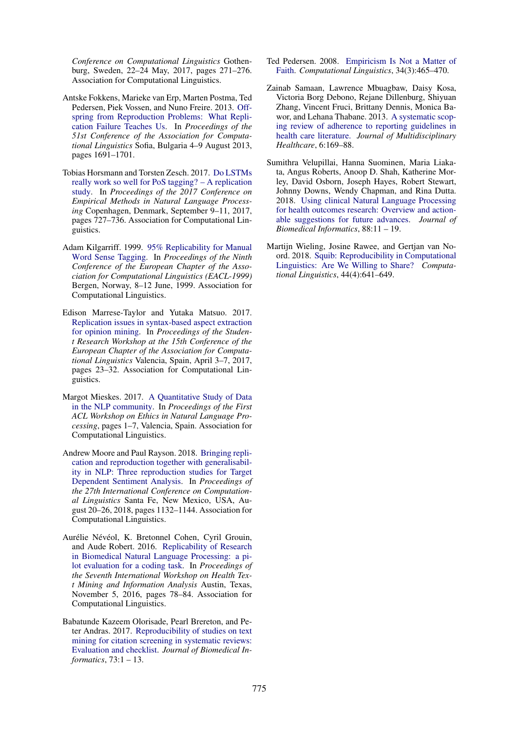Conference on Computational Linguistics* Gothenburg, Sweden, 22–24 May, 2017, pages 271–276. Association for Computational Linguistics.

Antske Fokkens, Marieke van Erp, Marten Postma, Ted Pedersen, Piek Vossen, and Nuno Freire. 2013. Offspring from Reproduction Problems: What Replication Failure Teaches Us. In *Proceedings of the 51st Conference of the Association for Computational Linguistics* Sofia, Bulgaria 4–9 August 2013, pages 1691–1701.

Tobias Horsmann and Torsten Zesch. 2017. Do LSTMs really work so well for PoS tagging? – A replication study. In *Proceedings of the 2017 Conference on Empirical Methods in Natural Language Processing* Copenhagen, Denmark, September 9–11, 2017, pages 727–736. Association for Computational Linguistics.

Adam Kilgarriff. 1999. 95% Replicability for Manual Word Sense Tagging. In *Proceedings of the Ninth Conference of the European Chapter of the Association for Computational Linguistics (EACL-1999)* Bergen, Norway, 8–12 June, 1999. Association for Computational Linguistics.

Edison Marrese-Taylor and Yutaka Matsuo. 2017. Replication issues in syntax-based aspect extraction for opinion mining. In *Proceedings of the Student Research Workshop at the 15th Conference of the European Chapter of the Association for Computational Linguistics* Valencia, Spain, April 3–7, 2017, pages 23–32. Association for Computational Linguistics.

Margot Mieskes. 2017. A Quantitative Study of Data in the NLP community. In *Proceedings of the First ACL Workshop on Ethics in Natural Language Processing*, pages 1–7, Valencia, Spain. Association for Computational Linguistics.

Andrew Moore and Paul Rayson. 2018. Bringing replication and reproduction together with generalisability in NLP: Three reproduction studies for Target Dependent Sentiment Analysis. In *Proceedings of the 27th International Conference on Computational Linguistics* Santa Fe, New Mexico, USA, August 20–26, 2018, pages 1132–1144. Association for Computational Linguistics.

Aurélie Névéol, K. Bretonnel Cohen, Cyril Grouin, and Aude Robert. 2016. Replicability of Research in Biomedical Natural Language Processing: a pilot evaluation for a coding task. In *Proceedings of the Seventh International Workshop on Health Text Mining and Information Analysis* Austin, Texas, November 5, 2016, pages 78–84. Association for Computational Linguistics.

Babatunde Kazeem Olorisade, Pearl Brereton, and Peter Andras. 2017. Reproducibility of studies on text mining for citation screening in systematic reviews: Evaluation and checklist. *Journal of Biomedical Informatics*, 73:1 – 13.

Ted Pedersen. 2008. Empiricism Is Not a Matter of Faith. *Computational Linguistics*, 34(3):465–470.

Zainab Samaan, Lawrence Mbuagbaw, Daisy Kosa, Victoria Borg Debono, Rejane Dillenburg, Shiyuan Zhang, Vincent Fruci, Brittany Dennis, Monica Bawor, and Lehana Thabane. 2013. A systematic scoping review of adherence to reporting guidelines in health care literature. *Journal of Multidisciplinary Healthcare*, 6:169–88.

Sumithra Velupillai, Hanna Suominen, Maria Liakata, Angus Roberts, Anoop D. Shah, Katherine Morley, David Osborn, Joseph Hayes, Robert Stewart, Johnny Downs, Wendy Chapman, and Rina Dutta. 2018. Using clinical Natural Language Processing for health outcomes research: Overview and actionable suggestions for future advances. *Journal of Biomedical Informatics*, 88:11 – 19.

Martijn Wieling, Josine Rawee, and Gertjan van Noord. 2018. Squib: Reproducibility in Computational Linguistics: Are We Willing to Share? *Computational Linguistics*, 44(4):641–649.